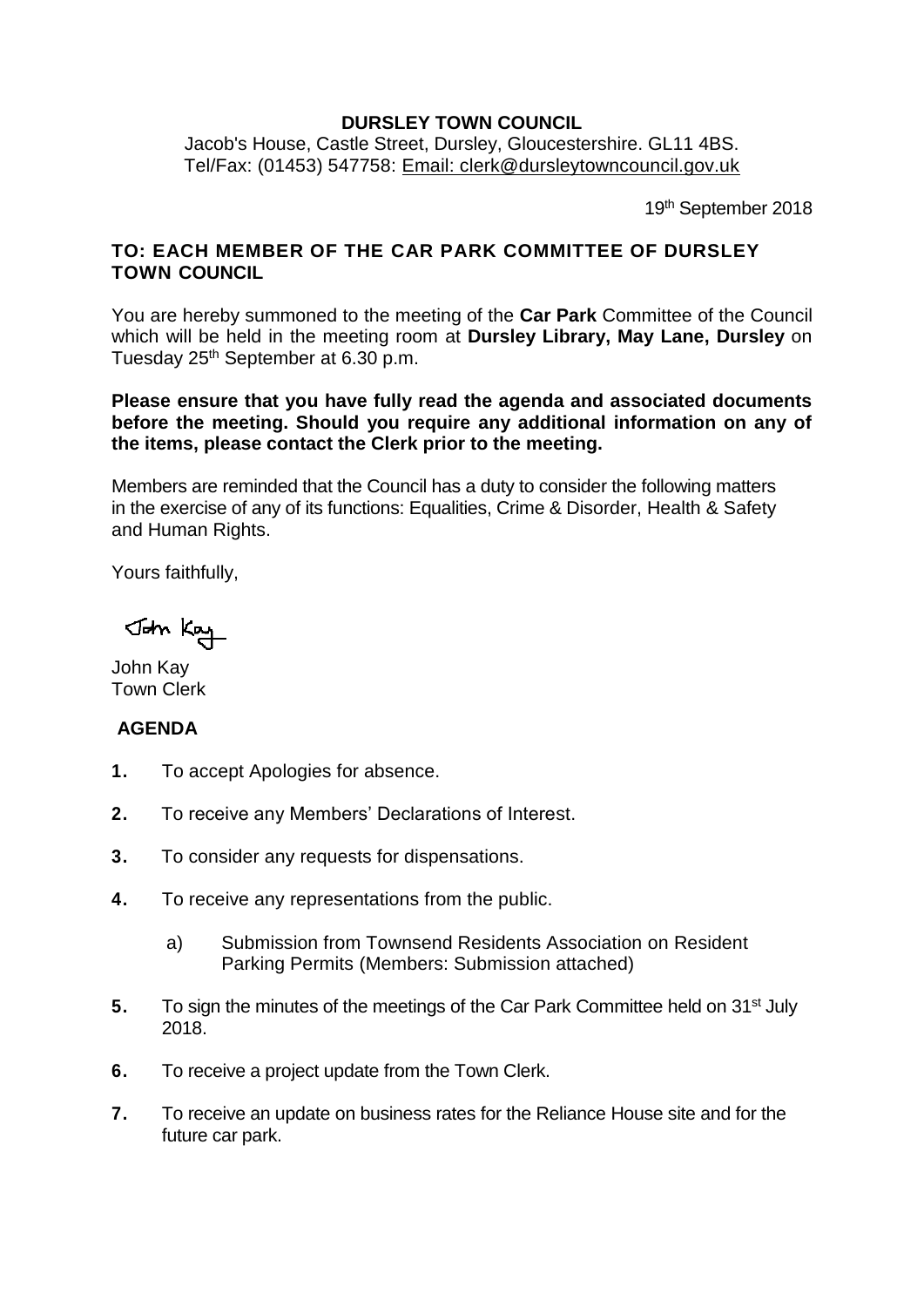**DURSLEY TOWN COUNCIL**

Jacob's House, Castle Street, Dursley, Gloucestershire. GL11 4BS.
Tel/Fax: (01453) 547758: Email: clerk@dursleytowncouncil.gov.uk

19th September 2018

**TO: EACH MEMBER OF THE CAR PARK COMMITTEE OF DURSLEY TOWN COUNCIL**

You are hereby summoned to the meeting of the **Car Park** Committee of the Council which will be held in the meeting room at **Dursley Library, May Lane, Dursley** on Tuesday 25th September at 6.30 p.m.

**Please ensure that you have fully read the agenda and associated documents before the meeting. Should you require any additional information on any of the items, please contact the Clerk prior to the meeting.**

Members are reminded that the Council has a duty to consider the following matters in the exercise of any of its functions: Equalities, Crime & Disorder, Health & Safety and Human Rights.

Yours faithfully,

John Kay

John Kay
Town Clerk

**AGENDA**

1. To accept Apologies for absence.
2. To receive any Members' Declarations of Interest.
3. To consider any requests for dispensations.
4. To receive any representations from the public.
   a) Submission from Townsend Residents Association on Resident Parking Permits (Members: Submission attached)
5. To sign the minutes of the meetings of the Car Park Committee held on 31st July 2018.
6. To receive a project update from the Town Clerk.
7. To receive an update on business rates for the Reliance House site and for the future car park.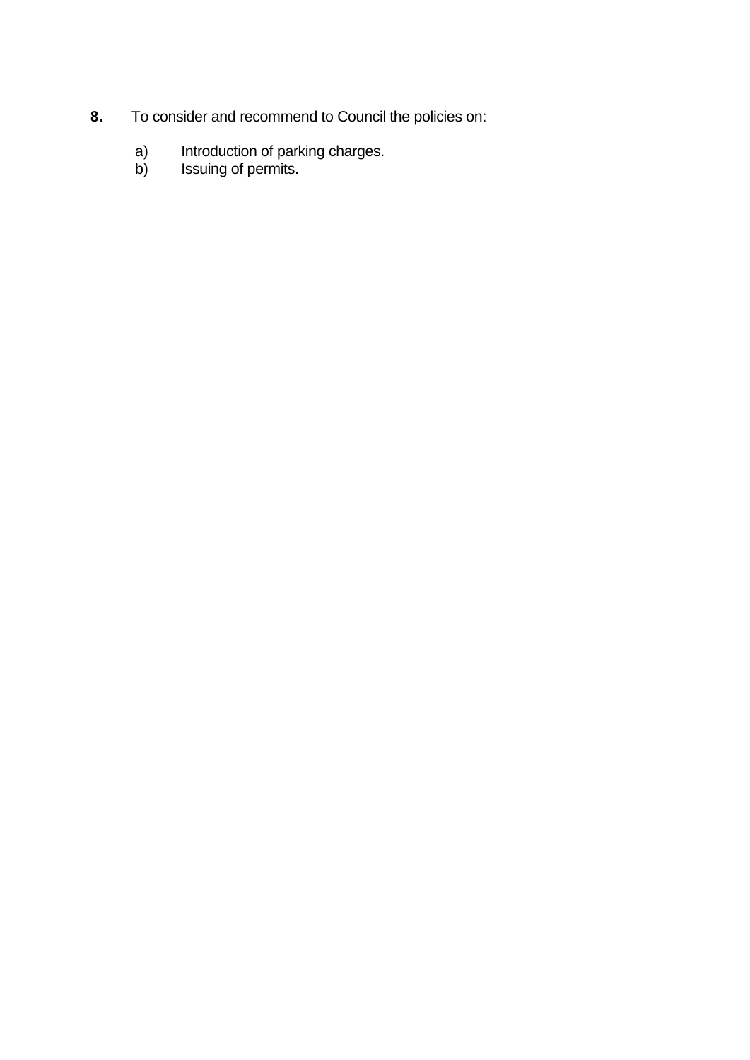**8.** To consider and recommend to Council the policies on:

a) Introduction of parking charges.
b) Issuing of permits.